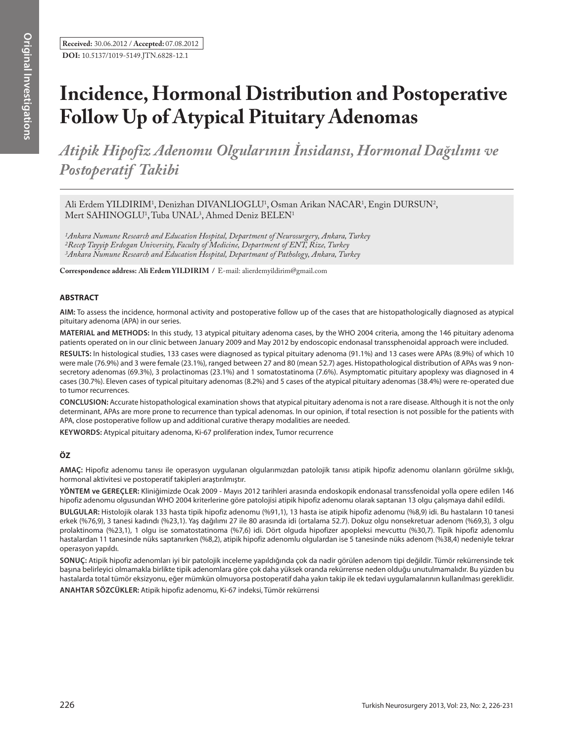**Received:** 30.06.2012 / **Accepted:** 07.08.2012

**DOI:** 10.5137/1019-5149.JTN.6828-12.1

# Incidence, Hormonal Distribution and Postoperative Follow Up of Atypical Pituitary Adenomas

## *Atipik Hipofiz Adenomu Olgularının İnsidansı, Hormonal Dağılımı ve Postoperatif Takibi*

Ali Erdem YILDIRIM[1], Denizhan DIVANLIOGLU[1], Osman Arikan NACAR[1], Engin DURSUN[2], Mert SAHINOGLU[1], Tuba UNAL[3], Ahmed Deniz BELEN[1]

*[1]Ankara Numune Research and Education Hospital, Department of Neurosurgery, Ankara, Turkey*
*[2]Recep Tayyip Erdogan University, Faculty of Medicine, Department of ENT, Rize, Turkey*
*[3]Ankara Numune Research and Education Hospital, Departmant of Pathology, Ankara, Turkey*

**Correspondence address: Ali Erdem YILDIRIM** / E-mail: alierdemyildirim@gmail.com

### ABSTRACT

**AIM:** To assess the incidence, hormonal activity and postoperative follow up of the cases that are histopathologically diagnosed as atypical pituitary adenoma (APA) in our series.

**MATERIAL and METHODS:** In this study, 13 atypical pituitary adenoma cases, by the WHO 2004 criteria, among the 146 pituitary adenoma patients operated on in our clinic between January 2009 and May 2012 by endoscopic endonasal transsphenoidal approach were included.

**RESULTS:** In histological studies, 133 cases were diagnosed as typical pituitary adenoma (91.1%) and 13 cases were APAs (8.9%) of which 10 were male (76.9%) and 3 were female (23.1%), ranged between 27 and 80 (mean 52.7) ages. Histopathological distribution of APAs was 9 non-secretory adenomas (69.3%), 3 prolactinomas (23.1%) and 1 somatostatinoma (7.6%). Asymptomatic pituitary apoplexy was diagnosed in 4 cases (30.7%). Eleven cases of typical pituitary adenomas (8.2%) and 5 cases of the atypical pituitary adenomas (38.4%) were re-operated due to tumor recurrences.

**CONCLUSION:** Accurate histopathological examination shows that atypical pituitary adenoma is not a rare disease. Although it is not the only determinant, APAs are more prone to recurrence than typical adenomas. In our opinion, if total resection is not possible for the patients with APA, close postoperative follow up and additional curative therapy modalities are needed.

**KEYWORDS:** Atypical pituitary adenoma, Ki-67 proliferation index, Tumor recurrence

### ÖZ

**AMAÇ:** Hipofiz adenomu tanısı ile operasyon uygulanan olgularımızdan patolojik tanısı atipik hipofiz adenomu olanların görülme sıklığı, hormonal aktivitesi ve postoperatif takipleri araştırılmıştır.

**YÖNTEM ve GEREÇLER:** Kliniğimizde Ocak 2009 - Mayıs 2012 tarihleri arasında endoskopik endonasal transsfenoidal yolla opere edilen 146 hipofiz adenomu olgusundan WHO 2004 kriterlerine göre patolojisi atipik hipofiz adenomu olarak saptanan 13 olgu çalışmaya dahil edildi.

**BULGULAR:** Histolojik olarak 133 hasta tipik hipofiz adenomu (%91,1), 13 hasta ise atipik hipofiz adenomu (%8,9) idi. Bu hastaların 10 tanesi erkek (%76,9), 3 tanesi kadındı (%23,1). Yaş dağılımı 27 ile 80 arasında idi (ortalama 52.7). Dokuz olgu nonsekretuar adenom (%69,3), 3 olgu prolaktinoma (%23,1), 1 olgu ise somatostatinoma (%7,6) idi. Dört olguda hipofizer apopleksi mevcuttu (%30,7). Tipik hipofiz adenomlu hastalardan 11 tanesinde nüks saptanırken (%8,2), atipik hipofiz adenomlu olgulardan ise 5 tanesinde nüks adenom (%38,4) nedeniyle tekrar operasyon yapıldı.

**SONUÇ:** Atipik hipofiz adenomları iyi bir patolojik inceleme yapıldığında çok da nadir görülen adenom tipi değildir. Tümör rekürrensinde tek başına belirleyici olmamakla birlikte tipik adenomlara göre çok daha yüksek oranda rekürrense neden olduğu unutulmamalıdır. Bu yüzden bu hastalarda total tümör eksizyonu, eğer mümkün olmuyorsa postoperatif daha yakın takip ile ek tedavi uygulamalarının kullanılması gereklidir.

**ANAHTAR SÖZCÜKLER:** Atipik hipofiz adenomu, Ki-67 indeksi, Tümör rekürrensi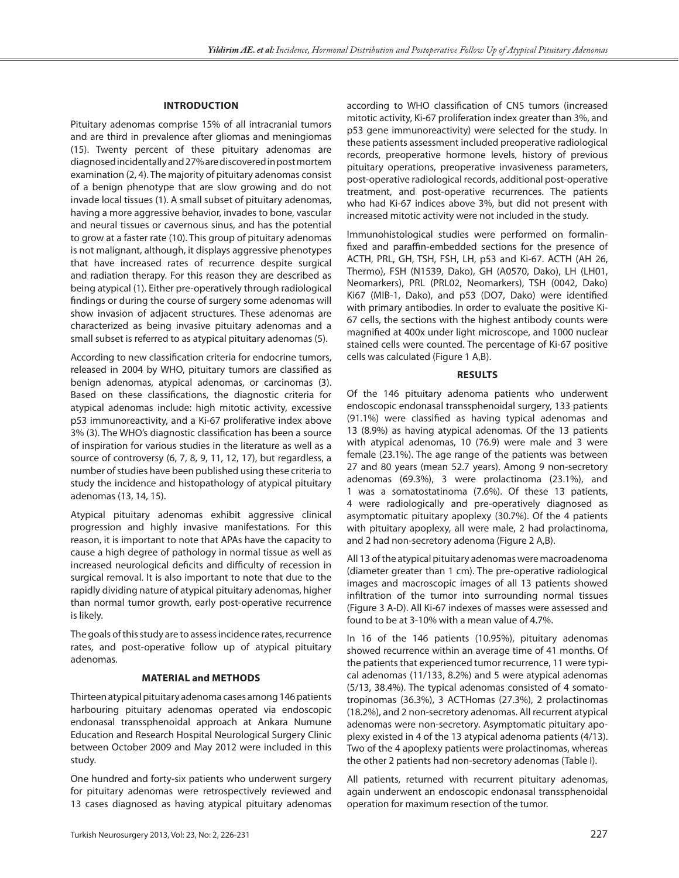## INTRODUCTION

Pituitary adenomas comprise 15% of all intracranial tumors and are third in prevalence after gliomas and meningiomas (15). Twenty percent of these pituitary adenomas are diagnosed incidentally and 27% are discovered in postmortem examination (2, 4). The majority of pituitary adenomas consist of a benign phenotype that are slow growing and do not invade local tissues (1). A small subset of pituitary adenomas, having a more aggressive behavior, invades to bone, vascular and neural tissues or cavernous sinus, and has the potential to grow at a faster rate (10). This group of pituitary adenomas is not malignant, although, it displays aggressive phenotypes that have increased rates of recurrence despite surgical and radiation therapy. For this reason they are described as being atypical (1). Either pre-operatively through radiological findings or during the course of surgery some adenomas will show invasion of adjacent structures. These adenomas are characterized as being invasive pituitary adenomas and a small subset is referred to as atypical pituitary adenomas (5).

According to new classification criteria for endocrine tumors, released in 2004 by WHO, pituitary tumors are classified as benign adenomas, atypical adenomas, or carcinomas (3). Based on these classifications, the diagnostic criteria for atypical adenomas include: high mitotic activity, excessive p53 immunoreactivity, and a Ki-67 proliferative index above 3% (3). The WHO's diagnostic classification has been a source of inspiration for various studies in the literature as well as a source of controversy (6, 7, 8, 9, 11, 12, 17), but regardless, a number of studies have been published using these criteria to study the incidence and histopathology of atypical pituitary adenomas (13, 14, 15).

Atypical pituitary adenomas exhibit aggressive clinical progression and highly invasive manifestations. For this reason, it is important to note that APAs have the capacity to cause a high degree of pathology in normal tissue as well as increased neurological deficits and difficulty of recession in surgical removal. It is also important to note that due to the rapidly dividing nature of atypical pituitary adenomas, higher than normal tumor growth, early post-operative recurrence is likely.

The goals of this study are to assess incidence rates, recurrence rates, and post-operative follow up of atypical pituitary adenomas.

## MATERIAL and METHODS

Thirteen atypical pituitary adenoma cases among 146 patients harbouring pituitary adenomas operated via endoscopic endonasal transsphenoidal approach at Ankara Numune Education and Research Hospital Neurological Surgery Clinic between October 2009 and May 2012 were included in this study.

One hundred and forty-six patients who underwent surgery for pituitary adenomas were retrospectively reviewed and 13 cases diagnosed as having atypical pituitary adenomas according to WHO classification of CNS tumors (increased mitotic activity, Ki-67 proliferation index greater than 3%, and p53 gene immunoreactivity) were selected for the study. In these patients assessment included preoperative radiological records, preoperative hormone levels, history of previous pituitary operations, preoperative invasiveness parameters, post-operative radiological records, additional post-operative treatment, and post-operative recurrences. The patients who had Ki-67 indices above 3%, but did not present with increased mitotic activity were not included in the study.

Immunohistological studies were performed on formalin-fixed and paraffin-embedded sections for the presence of ACTH, PRL, GH, TSH, FSH, LH, p53 and Ki-67. ACTH (AH 26, Thermo), FSH (N1539, Dako), GH (A0570, Dako), LH (LH01, Neomarkers), PRL (PRL02, Neomarkers), TSH (0042, Dako) Ki67 (MIB-1, Dako), and p53 (DO7, Dako) were identified with primary antibodies. In order to evaluate the positive Ki-67 cells, the sections with the highest antibody counts were magnified at 400x under light microscope, and 1000 nuclear stained cells were counted. The percentage of Ki-67 positive cells was calculated (Figure 1 A,B).

## RESULTS

Of the 146 pituitary adenoma patients who underwent endoscopic endonasal transsphenoidal surgery, 133 patients (91.1%) were classified as having typical adenomas and 13 (8.9%) as having atypical adenomas. Of the 13 patients with atypical adenomas, 10 (76.9) were male and 3 were female (23.1%). The age range of the patients was between 27 and 80 years (mean 52.7 years). Among 9 non-secretory adenomas (69.3%), 3 were prolactinoma (23.1%), and 1 was a somatostatinoma (7.6%). Of these 13 patients, 4 were radiologically and pre-operatively diagnosed as asymptomatic pituitary apoplexy (30.7%). Of the 4 patients with pituitary apoplexy, all were male, 2 had prolactinoma, and 2 had non-secretory adenoma (Figure 2 A,B).

All 13 of the atypical pituitary adenomas were macroadenoma (diameter greater than 1 cm). The pre-operative radiological images and macroscopic images of all 13 patients showed infiltration of the tumor into surrounding normal tissues (Figure 3 A-D). All Ki-67 indexes of masses were assessed and found to be at 3-10% with a mean value of 4.7%.

In 16 of the 146 patients (10.95%), pituitary adenomas showed recurrence within an average time of 41 months. Of the patients that experienced tumor recurrence, 11 were typical adenomas (11/133, 8.2%) and 5 were atypical adenomas (5/13, 38.4%). The typical adenomas consisted of 4 somatotropinomas (36.3%), 3 ACTHomas (27.3%), 2 prolactinomas (18.2%), and 2 non-secretory adenomas. All recurrent atypical adenomas were non-secretory. Asymptomatic pituitary apoplexy existed in 4 of the 13 atypical adenoma patients (4/13). Two of the 4 apoplexy patients were prolactinomas, whereas the other 2 patients had non-secretory adenomas (Table I).

All patients, returned with recurrent pituitary adenomas, again underwent an endoscopic endonasal transsphenoidal operation for maximum resection of the tumor.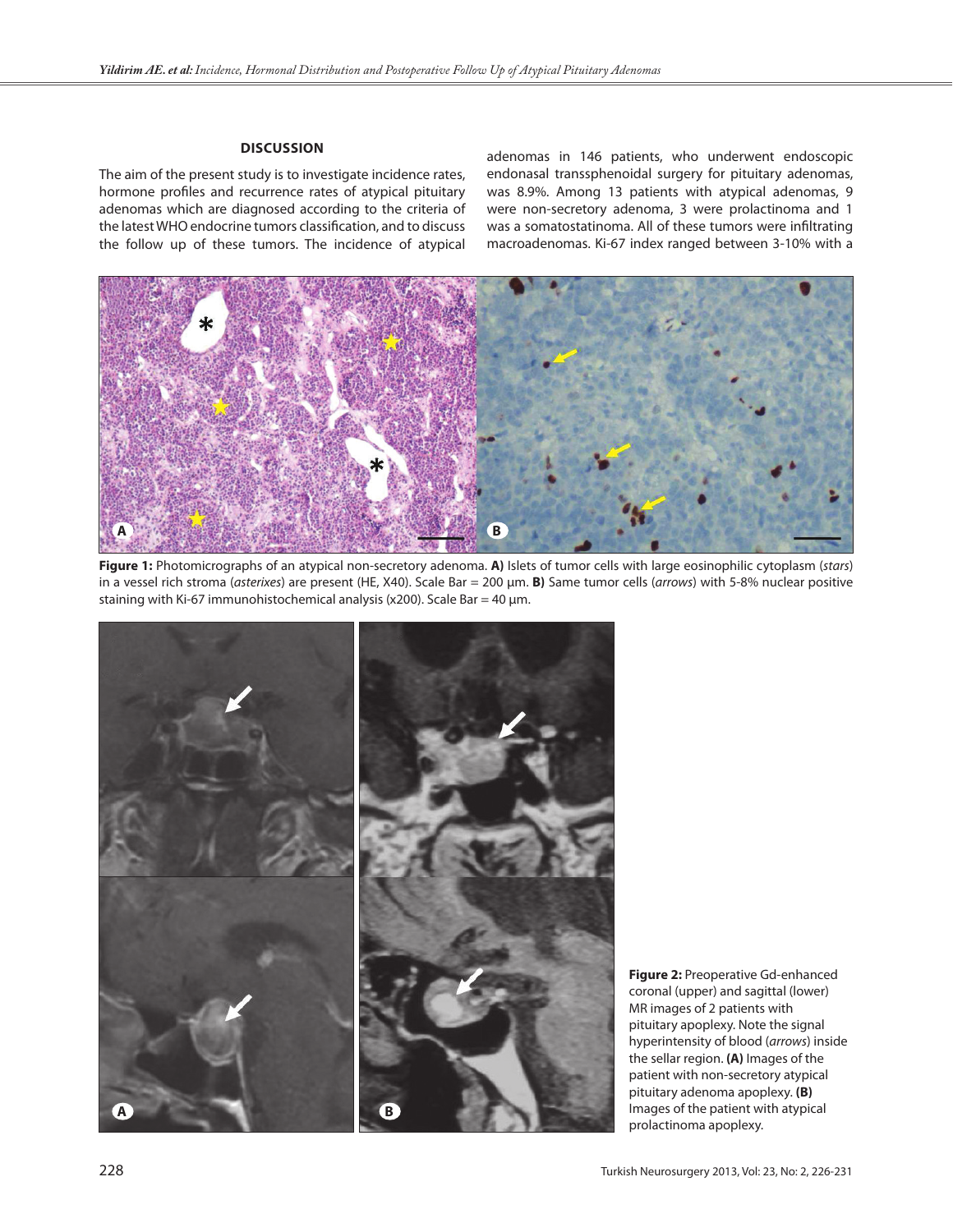## DISCUSSION

The aim of the present study is to investigate incidence rates, hormone profiles and recurrence rates of atypical pituitary adenomas which are diagnosed according to the criteria of the latest WHO endocrine tumors classification, and to discuss the follow up of these tumors. The incidence of atypical adenomas in 146 patients, who underwent endoscopic endonasal transsphenoidal surgery for pituitary adenomas, was 8.9%. Among 13 patients with atypical adenomas, 9 were non-secretory adenoma, 3 were prolactinoma and 1 was a somatostatinoma. All of these tumors were infiltrating macroadenomas. Ki-67 index ranged between 3-10% with a

**Figure 1:** Photomicrographs of an atypical non-secretory adenoma. **A)** Islets of tumor cells with large eosinophilic cytoplasm (*stars*) in a vessel rich stroma (*asterixes*) are present (HE, X40). Scale Bar = 200 µm. **B)** Same tumor cells (*arrows*) with 5-8% nuclear positive staining with Ki-67 immunohistochemical analysis (x200). Scale Bar = 40 µm.

**Figure 2:** Preoperative Gd-enhanced coronal (upper) and sagittal (lower) MR images of 2 patients with pituitary apoplexy. Note the signal hyperintensity of blood (*arrows*) inside the sellar region. **(A)** Images of the patient with non-secretory atypical pituitary adenoma apoplexy. **(B)** Images of the patient with atypical prolactinoma apoplexy.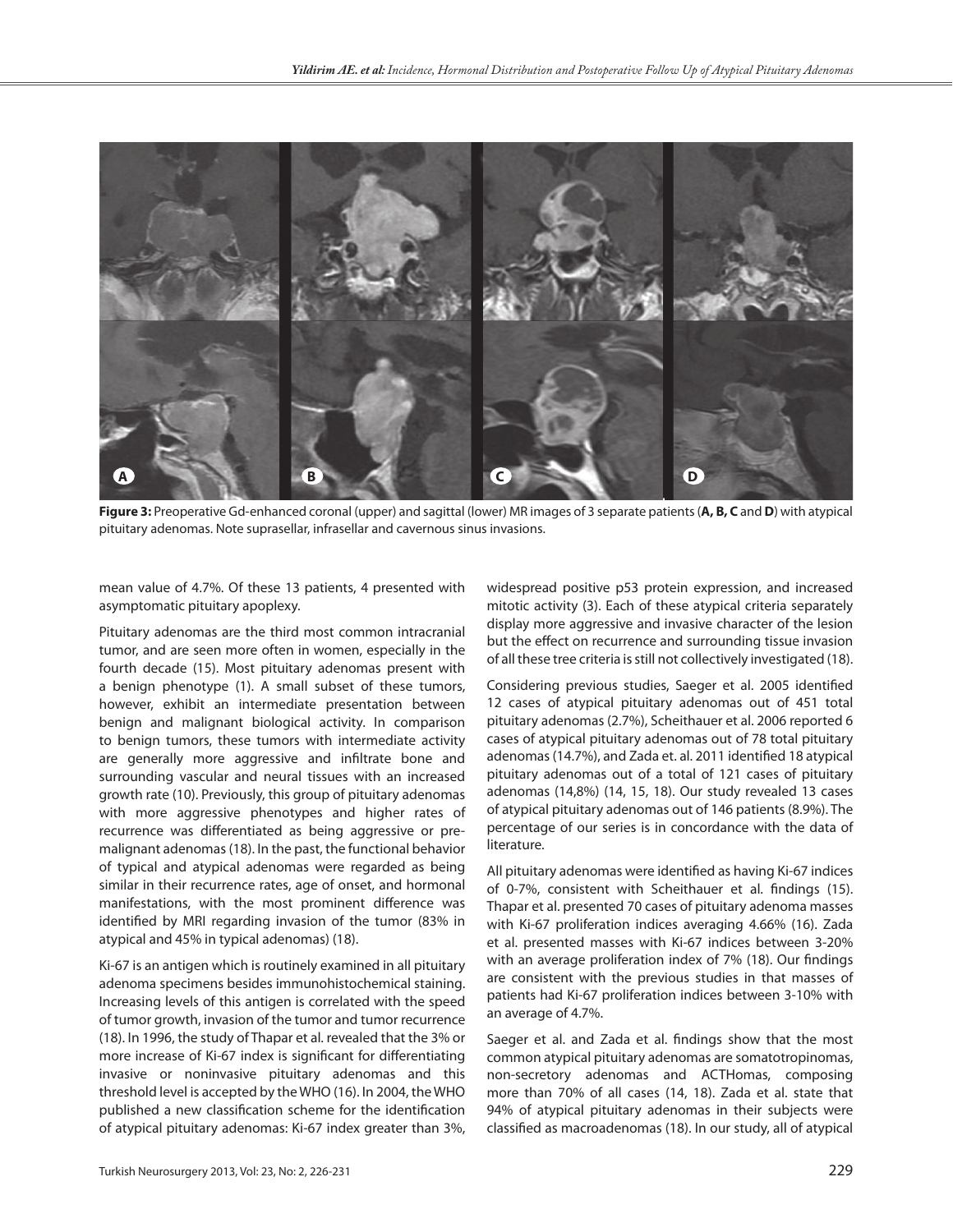**Figure 3:** Preoperative Gd-enhanced coronal (upper) and sagittal (lower) MR images of 3 separate patients (**A, B, C** and **D**) with atypical pituitary adenomas. Note suprasellar, infrasellar and cavernous sinus invasions.

mean value of 4.7%. Of these 13 patients, 4 presented with asymptomatic pituitary apoplexy.

Pituitary adenomas are the third most common intracranial tumor, and are seen more often in women, especially in the fourth decade (15). Most pituitary adenomas present with a benign phenotype (1). A small subset of these tumors, however, exhibit an intermediate presentation between benign and malignant biological activity. In comparison to benign tumors, these tumors with intermediate activity are generally more aggressive and infiltrate bone and surrounding vascular and neural tissues with an increased growth rate (10). Previously, this group of pituitary adenomas with more aggressive phenotypes and higher rates of recurrence was differentiated as being aggressive or pre-malignant adenomas (18). In the past, the functional behavior of typical and atypical adenomas were regarded as being similar in their recurrence rates, age of onset, and hormonal manifestations, with the most prominent difference was identified by MRI regarding invasion of the tumor (83% in atypical and 45% in typical adenomas) (18).

Ki-67 is an antigen which is routinely examined in all pituitary adenoma specimens besides immunohistochemical staining. Increasing levels of this antigen is correlated with the speed of tumor growth, invasion of the tumor and tumor recurrence (18). In 1996, the study of Thapar et al. revealed that the 3% or more increase of Ki-67 index is significant for differentiating invasive or noninvasive pituitary adenomas and this threshold level is accepted by the WHO (16). In 2004, the WHO published a new classification scheme for the identification of atypical pituitary adenomas: Ki-67 index greater than 3%, widespread positive p53 protein expression, and increased mitotic activity (3). Each of these atypical criteria separately display more aggressive and invasive character of the lesion but the effect on recurrence and surrounding tissue invasion of all these tree criteria is still not collectively investigated (18).

Considering previous studies, Saeger et al. 2005 identified 12 cases of atypical pituitary adenomas out of 451 total pituitary adenomas (2.7%), Scheithauer et al. 2006 reported 6 cases of atypical pituitary adenomas out of 78 total pituitary adenomas (14.7%), and Zada et. al. 2011 identified 18 atypical pituitary adenomas out of a total of 121 cases of pituitary adenomas (14,8%) (14, 15, 18). Our study revealed 13 cases of atypical pituitary adenomas out of 146 patients (8.9%). The percentage of our series is in concordance with the data of literature.

All pituitary adenomas were identified as having Ki-67 indices of 0-7%, consistent with Scheithauer et al. findings (15). Thapar et al. presented 70 cases of pituitary adenoma masses with Ki-67 proliferation indices averaging 4.66% (16). Zada et al. presented masses with Ki-67 indices between 3-20% with an average proliferation index of 7% (18). Our findings are consistent with the previous studies in that masses of patients had Ki-67 proliferation indices between 3-10% with an average of 4.7%.

Saeger et al. and Zada et al. findings show that the most common atypical pituitary adenomas are somatotropinomas, non-secretory adenomas and ACTHomas, composing more than 70% of all cases (14, 18). Zada et al. state that 94% of atypical pituitary adenomas in their subjects were classified as macroadenomas (18). In our study, all of atypical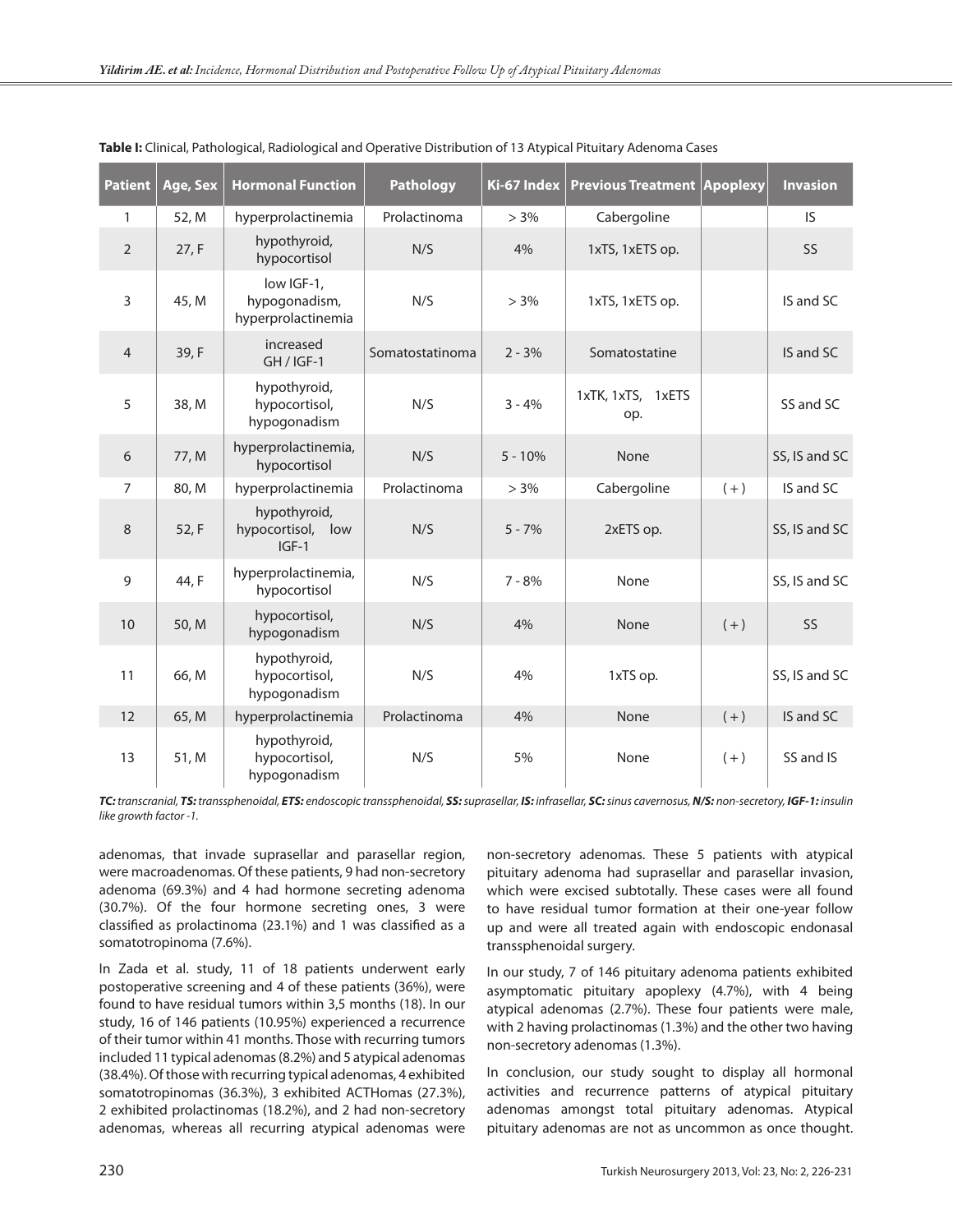**Table I:** Clinical, Pathological, Radiological and Operative Distribution of 13 Atypical Pituitary Adenoma Cases

| Patient | Age, Sex | Hormonal Function | Pathology | Ki-67 Index | Previous Treatment | Apoplexy | Invasion |
|---|---|---|---|---|---|---|---|
| 1 | 52, M | hyperprolactinemia | Prolactinoma | > 3% | Cabergoline | | IS |
| 2 | 27, F | hypothyroid, hypocortisol | N/S | 4% | 1xTS, 1xETS op. | | SS |
| 3 | 45, M | low IGF-1, hypogonadism, hyperprolactinemia | N/S | > 3% | 1xTS, 1xETS op. | | IS and SC |
| 4 | 39, F | increased GH / IGF-1 | Somatostatinoma | 2 - 3% | Somatostatine | | IS and SC |
| 5 | 38, M | hypothyroid, hypocortisol, hypogonadism | N/S | 3 - 4% | 1xTK, 1xTS, 1xETS op. | | SS and SC |
| 6 | 77, M | hyperprolactinemia, hypocortisol | N/S | 5 - 10% | None | | SS, IS and SC |
| 7 | 80, M | hyperprolactinemia | Prolactinoma | > 3% | Cabergoline | (+) | IS and SC |
| 8 | 52, F | hypothyroid, hypocortisol, low IGF-1 | N/S | 5 - 7% | 2xETS op. | | SS, IS and SC |
| 9 | 44, F | hyperprolactinemia, hypocortisol | N/S | 7 - 8% | None | | SS, IS and SC |
| 10 | 50, M | hypocortisol, hypogonadism | N/S | 4% | None | (+) | SS |
| 11 | 66, M | hypothyroid, hypocortisol, hypogonadism | N/S | 4% | 1xTS op. | | SS, IS and SC |
| 12 | 65, M | hyperprolactinemia | Prolactinoma | 4% | None | (+) | IS and SC |
| 13 | 51, M | hypothyroid, hypocortisol, hypogonadism | N/S | 5% | None | (+) | SS and IS |

*TC: transcranial, TS: transsphenoidal, ETS: endoscopic transsphenoidal, SS: suprasellar, IS: infrasellar, SC: sinus cavernosus, N/S: non-secretory, IGF-1: insulin like growth factor -1.*

adenomas, that invade suprasellar and parasellar region, were macroadenomas. Of these patients, 9 had non-secretory adenoma (69.3%) and 4 had hormone secreting adenoma (30.7%). Of the four hormone secreting ones, 3 were classified as prolactinoma (23.1%) and 1 was classified as a somatotropinoma (7.6%).

In Zada et al. study, 11 of 18 patients underwent early postoperative screening and 4 of these patients (36%), were found to have residual tumors within 3,5 months (18). In our study, 16 of 146 patients (10.95%) experienced a recurrence of their tumor within 41 months. Those with recurring tumors included 11 typical adenomas (8.2%) and 5 atypical adenomas (38.4%). Of those with recurring typical adenomas, 4 exhibited somatotropinomas (36.3%), 3 exhibited ACTHomas (27.3%), 2 exhibited prolactinomas (18.2%), and 2 had non-secretory adenomas, whereas all recurring atypical adenomas were non-secretory adenomas. These 5 patients with atypical pituitary adenoma had suprasellar and parasellar invasion, which were excised subtotally. These cases were all found to have residual tumor formation at their one-year follow up and were all treated again with endoscopic endonasal transsphenoidal surgery.

In our study, 7 of 146 pituitary adenoma patients exhibited asymptomatic pituitary apoplexy (4.7%), with 4 being atypical adenomas (2.7%). These four patients were male, with 2 having prolactinomas (1.3%) and the other two having non-secretory adenomas (1.3%).

In conclusion, our study sought to display all hormonal activities and recurrence patterns of atypical pituitary adenomas amongst total pituitary adenomas. Atypical pituitary adenomas are not as uncommon as once thought.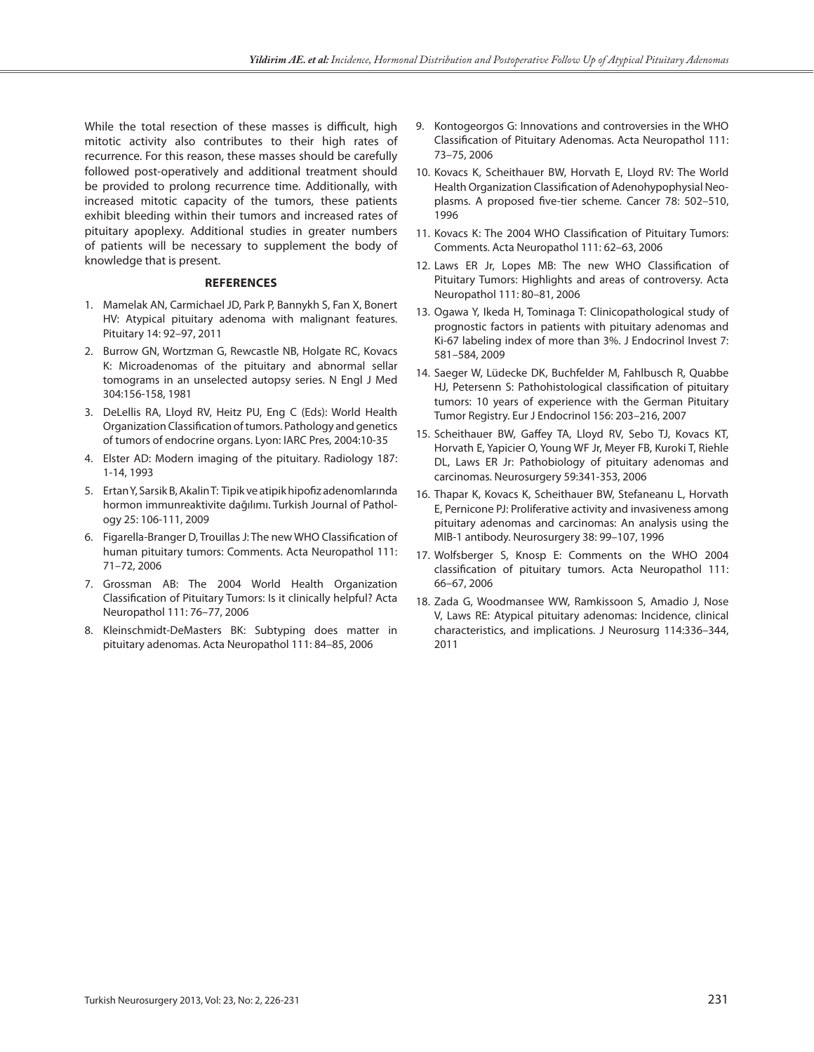While the total resection of these masses is difficult, high mitotic activity also contributes to their high rates of recurrence. For this reason, these masses should be carefully followed post-operatively and additional treatment should be provided to prolong recurrence time. Additionally, with increased mitotic capacity of the tumors, these patients exhibit bleeding within their tumors and increased rates of pituitary apoplexy. Additional studies in greater numbers of patients will be necessary to supplement the body of knowledge that is present.

## REFERENCES

1. Mamelak AN, Carmichael JD, Park P, Bannykh S, Fan X, Bonert HV: Atypical pituitary adenoma with malignant features. Pituitary 14: 92–97, 2011
2. Burrow GN, Wortzman G, Rewcastle NB, Holgate RC, Kovacs K: Microadenomas of the pituitary and abnormal sellar tomograms in an unselected autopsy series. N Engl J Med 304:156-158, 1981
3. DeLellis RA, Lloyd RV, Heitz PU, Eng C (Eds): World Health Organization Classification of tumors. Pathology and genetics of tumors of endocrine organs. Lyon: IARC Pres, 2004:10-35
4. Elster AD: Modern imaging of the pituitary. Radiology 187: 1-14, 1993
5. Ertan Y, Sarsik B, Akalin T: Tipik ve atipik hipofiz adenomlarında hormon immunreaktivite dağılımı. Turkish Journal of Pathology 25: 106-111, 2009
6. Figarella-Branger D, Trouillas J: The new WHO Classification of human pituitary tumors: Comments. Acta Neuropathol 111: 71–72, 2006
7. Grossman AB: The 2004 World Health Organization Classification of Pituitary Tumors: Is it clinically helpful? Acta Neuropathol 111: 76–77, 2006
8. Kleinschmidt-DeMasters BK: Subtyping does matter in pituitary adenomas. Acta Neuropathol 111: 84–85, 2006
9. Kontogeorgos G: Innovations and controversies in the WHO Classification of Pituitary Adenomas. Acta Neuropathol 111: 73–75, 2006
10. Kovacs K, Scheithauer BW, Horvath E, Lloyd RV: The World Health Organization Classification of Adenohypophysial Neoplasms. A proposed five-tier scheme. Cancer 78: 502–510, 1996
11. Kovacs K: The 2004 WHO Classification of Pituitary Tumors: Comments. Acta Neuropathol 111: 62–63, 2006
12. Laws ER Jr, Lopes MB: The new WHO Classification of Pituitary Tumors: Highlights and areas of controversy. Acta Neuropathol 111: 80–81, 2006
13. Ogawa Y, Ikeda H, Tominaga T: Clinicopathological study of prognostic factors in patients with pituitary adenomas and Ki-67 labeling index of more than 3%. J Endocrinol Invest 7: 581–584, 2009
14. Saeger W, Lüdecke DK, Buchfelder M, Fahlbusch R, Quabbe HJ, Petersenn S: Pathohistological classification of pituitary tumors: 10 years of experience with the German Pituitary Tumor Registry. Eur J Endocrinol 156: 203–216, 2007
15. Scheithauer BW, Gaffey TA, Lloyd RV, Sebo TJ, Kovacs KT, Horvath E, Yapicier O, Young WF Jr, Meyer FB, Kuroki T, Riehle DL, Laws ER Jr: Pathobiology of pituitary adenomas and carcinomas. Neurosurgery 59:341-353, 2006
16. Thapar K, Kovacs K, Scheithauer BW, Stefaneanu L, Horvath E, Pernicone PJ: Proliferative activity and invasiveness among pituitary adenomas and carcinomas: An analysis using the MIB-1 antibody. Neurosurgery 38: 99–107, 1996
17. Wolfsberger S, Knosp E: Comments on the WHO 2004 classification of pituitary tumors. Acta Neuropathol 111: 66–67, 2006
18. Zada G, Woodmansee WW, Ramkissoon S, Amadio J, Nose V, Laws RE: Atypical pituitary adenomas: Incidence, clinical characteristics, and implications. J Neurosurg 114:336–344, 2011